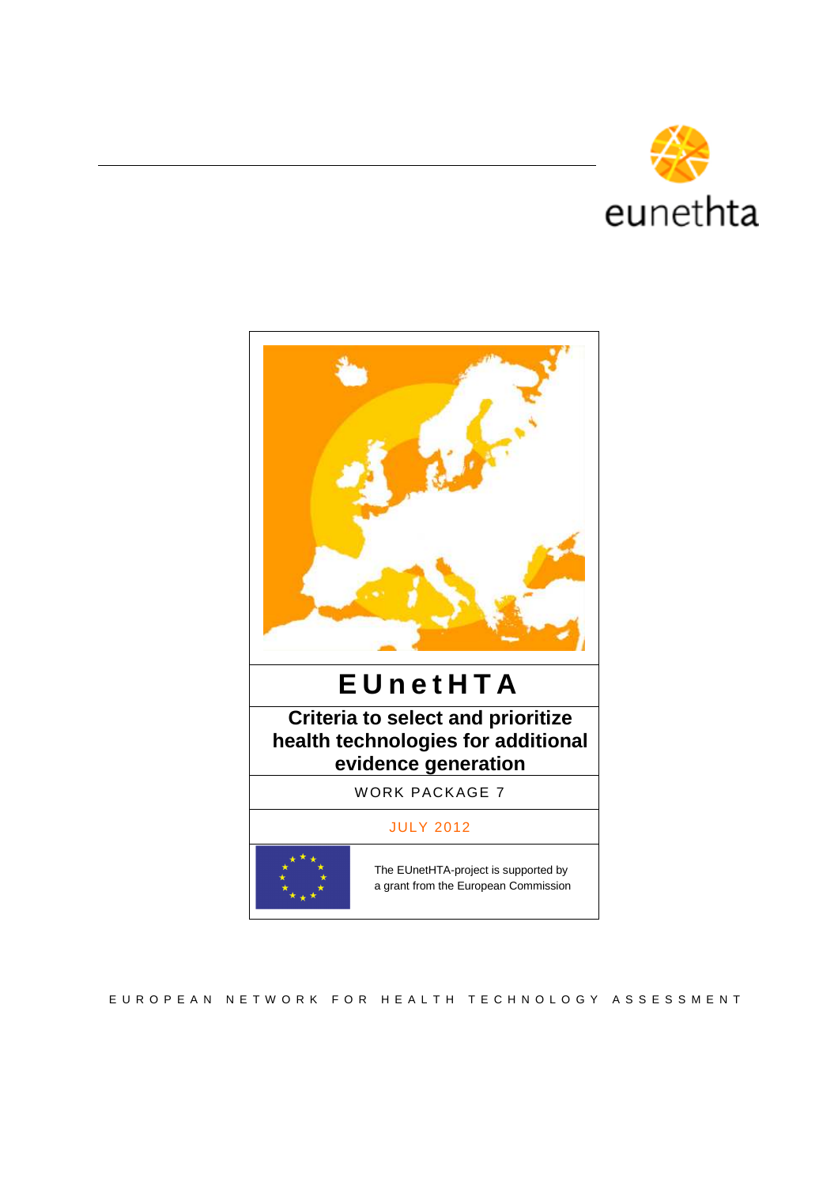eunethta

# EUnetHTA

## Criteria to select and prioritize health technologies for additional evidence generation

WORK PACKAGE 7

JULY 2012

The EUnetHTA-project is supported by a grant from the European Commission

EUROPEAN NETWORK FOR HEALTH TECHNOLOGY ASSESSMENT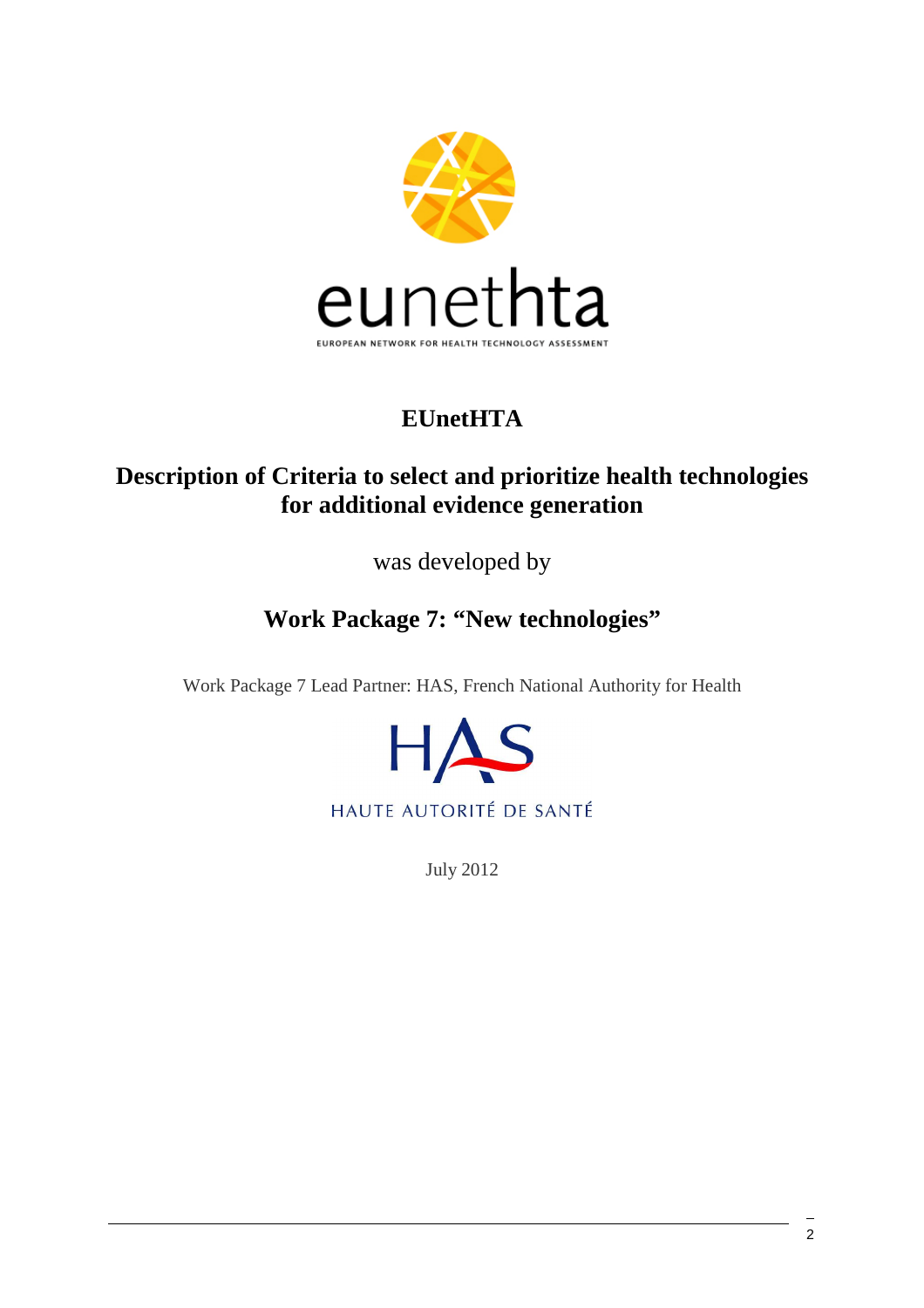eunethta

EUROPEAN NETWORK FOR HEALTH TECHNOLOGY ASSESSMENT

# EUnetHTA

## Description of Criteria to select and prioritize health technologies for additional evidence generation

was developed by

## Work Package 7: "New technologies"

Work Package 7 Lead Partner: HAS, French National Authority for Health

HAS

HAUTE AUTORITÉ DE SANTÉ

July 2012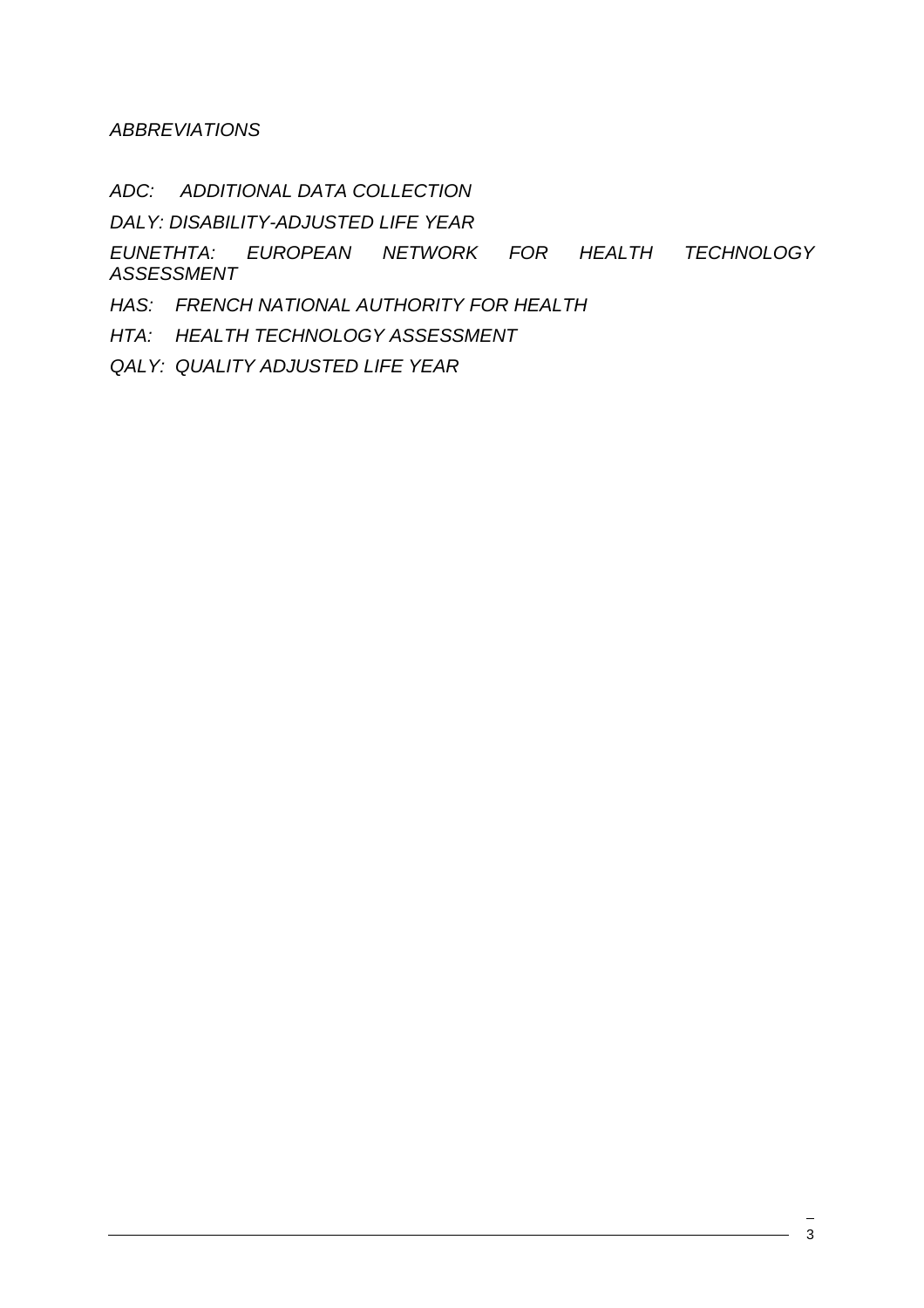*ABBREVIATIONS*

*ADC: ADDITIONAL DATA COLLECTION*

*DALY: DISABILITY-ADJUSTED LIFE YEAR*

*EUNETHTA: EUROPEAN NETWORK FOR HEALTH TECHNOLOGY ASSESSMENT*

*HAS: FRENCH NATIONAL AUTHORITY FOR HEALTH*

*HTA: HEALTH TECHNOLOGY ASSESSMENT*

*QALY: QUALITY ADJUSTED LIFE YEAR*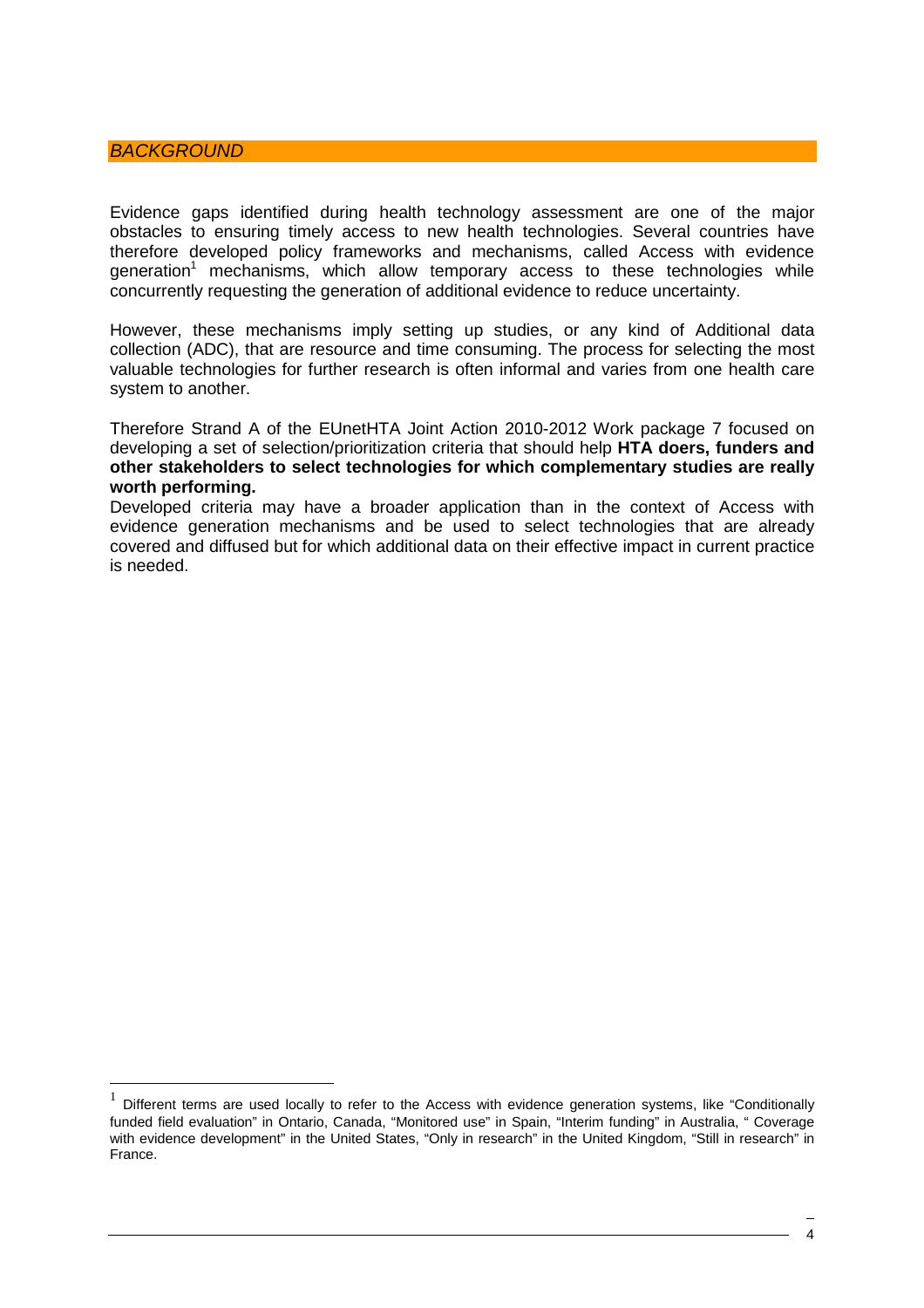## *BACKGROUND*

Evidence gaps identified during health technology assessment are one of the major obstacles to ensuring timely access to new health technologies. Several countries have therefore developed policy frameworks and mechanisms, called Access with evidence generation[1] mechanisms, which allow temporary access to these technologies while concurrently requesting the generation of additional evidence to reduce uncertainty.

However, these mechanisms imply setting up studies, or any kind of Additional data collection (ADC), that are resource and time consuming. The process for selecting the most valuable technologies for further research is often informal and varies from one health care system to another.

Therefore Strand A of the EUnetHTA Joint Action 2010-2012 Work package 7 focused on developing a set of selection/prioritization criteria that should help **HTA doers, funders and other stakeholders to select technologies for which complementary studies are really worth performing.**

Developed criteria may have a broader application than in the context of Access with evidence generation mechanisms and be used to select technologies that are already covered and diffused but for which additional data on their effective impact in current practice is needed.

---

[1] Different terms are used locally to refer to the Access with evidence generation systems, like "Conditionally funded field evaluation" in Ontario, Canada, "Monitored use" in Spain, "Interim funding" in Australia, " Coverage with evidence development" in the United States, "Only in research" in the United Kingdom, "Still in research" in France.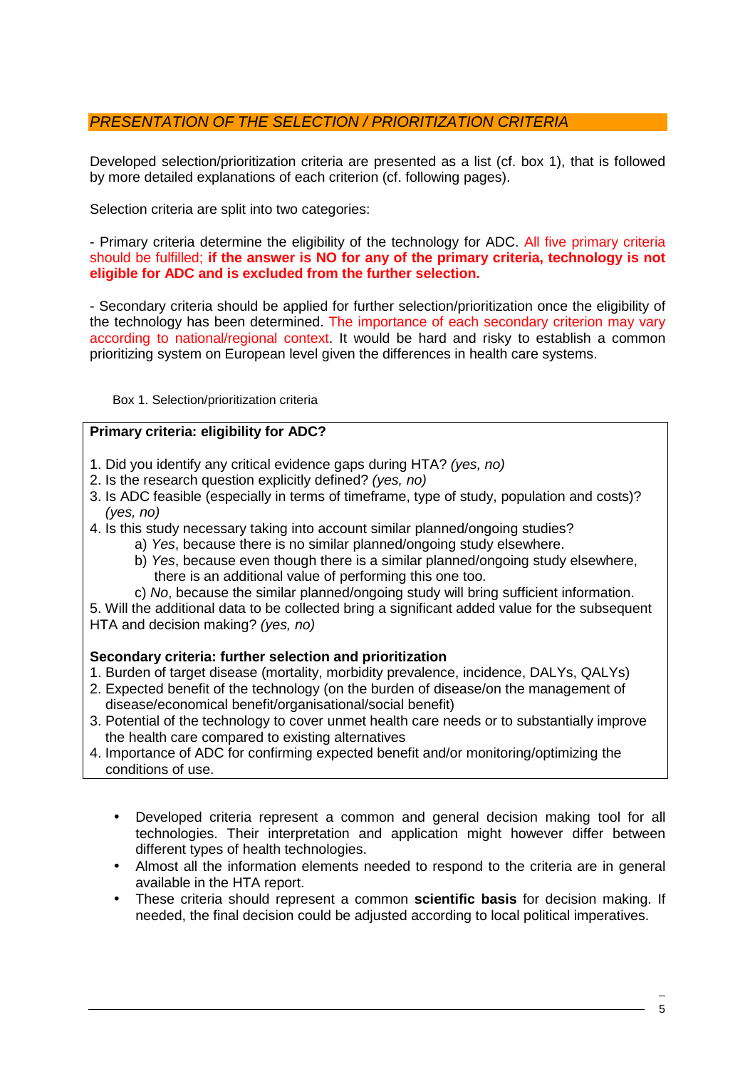## *PRESENTATION OF THE SELECTION / PRIORITIZATION CRITERIA*

Developed selection/prioritization criteria are presented as a list (cf. box 1), that is followed by more detailed explanations of each criterion (cf. following pages).

Selection criteria are split into two categories:

- Primary criteria determine the eligibility of the technology for ADC. All five primary criteria should be fulfilled; **if the answer is NO for any of the primary criteria, technology is not eligible for ADC and is excluded from the further selection.**

- Secondary criteria should be applied for further selection/prioritization once the eligibility of the technology has been determined. The importance of each secondary criterion may vary according to national/regional context. It would be hard and risky to establish a common prioritizing system on European level given the differences in health care systems.

Box 1. Selection/prioritization criteria

**Primary criteria: eligibility for ADC?**

1. Did you identify any critical evidence gaps during HTA? *(yes, no)*
2. Is the research question explicitly defined? *(yes, no)*
3. Is ADC feasible (especially in terms of timeframe, type of study, population and costs)? *(yes, no)*
4. Is this study necessary taking into account similar planned/ongoing studies?
   a) *Yes*, because there is no similar planned/ongoing study elsewhere.
   b) *Yes*, because even though there is a similar planned/ongoing study elsewhere, there is an additional value of performing this one too.
   c) *No*, because the similar planned/ongoing study will bring sufficient information.
5. Will the additional data to be collected bring a significant added value for the subsequent HTA and decision making? *(yes, no)*

**Secondary criteria: further selection and prioritization**

1. Burden of target disease (mortality, morbidity prevalence, incidence, DALYs, QALYs)
2. Expected benefit of the technology (on the burden of disease/on the management of disease/economical benefit/organisational/social benefit)
3. Potential of the technology to cover unmet health care needs or to substantially improve the health care compared to existing alternatives
4. Importance of ADC for confirming expected benefit and/or monitoring/optimizing the conditions of use.

- Developed criteria represent a common and general decision making tool for all technologies. Their interpretation and application might however differ between different types of health technologies.
- Almost all the information elements needed to respond to the criteria are in general available in the HTA report.
- These criteria should represent a common **scientific basis** for decision making. If needed, the final decision could be adjusted according to local political imperatives.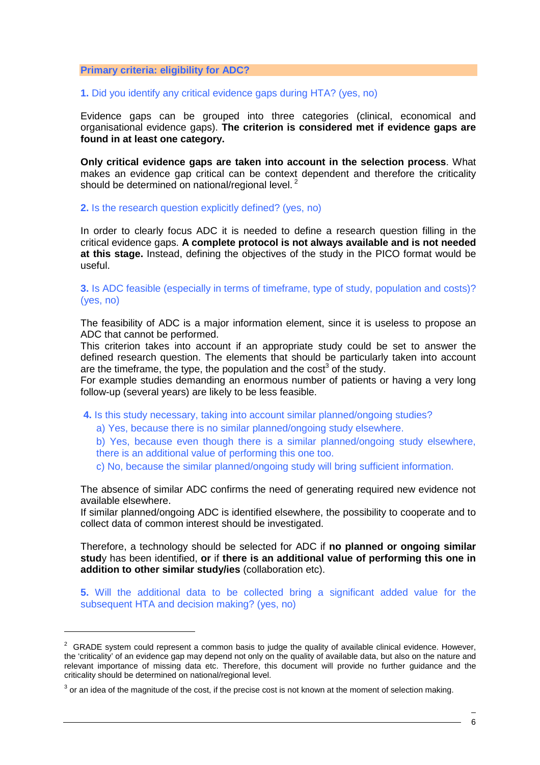## Primary criteria: eligibility for ADC?

**1.** Did you identify any critical evidence gaps during HTA? (yes, no)

Evidence gaps can be grouped into three categories (clinical, economical and organisational evidence gaps). **The criterion is considered met if evidence gaps are found in at least one category.**

**Only critical evidence gaps are taken into account in the selection process**. What makes an evidence gap critical can be context dependent and therefore the criticality should be determined on national/regional level. [2]

**2.** Is the research question explicitly defined? (yes, no)

In order to clearly focus ADC it is needed to define a research question filling in the critical evidence gaps. **A complete protocol is not always available and is not needed at this stage.** Instead, defining the objectives of the study in the PICO format would be useful.

**3.** Is ADC feasible (especially in terms of timeframe, type of study, population and costs)? (yes, no)

The feasibility of ADC is a major information element, since it is useless to propose an ADC that cannot be performed.
This criterion takes into account if an appropriate study could be set to answer the defined research question. The elements that should be particularly taken into account are the timeframe, the type, the population and the cost[3] of the study.
For example studies demanding an enormous number of patients or having a very long follow-up (several years) are likely to be less feasible.

**4.** Is this study necessary, taking into account similar planned/ongoing studies?

a) Yes, because there is no similar planned/ongoing study elsewhere.
b) Yes, because even though there is a similar planned/ongoing study elsewhere, there is an additional value of performing this one too.
c) No, because the similar planned/ongoing study will bring sufficient information.

The absence of similar ADC confirms the need of generating required new evidence not available elsewhere.
If similar planned/ongoing ADC is identified elsewhere, the possibility to cooperate and to collect data of common interest should be investigated.

Therefore, a technology should be selected for ADC if **no planned or ongoing similar stud**y has been identified, **or** if **there is an additional value of performing this one in addition to other similar study/ies** (collaboration etc).

**5.** Will the additional data to be collected bring a significant added value for the subsequent HTA and decision making? (yes, no)

---

[2] GRADE system could represent a common basis to judge the quality of available clinical evidence. However, the 'criticality' of an evidence gap may depend not only on the quality of available data, but also on the nature and relevant importance of missing data etc. Therefore, this document will provide no further guidance and the criticality should be determined on national/regional level.

[3] or an idea of the magnitude of the cost, if the precise cost is not known at the moment of selection making.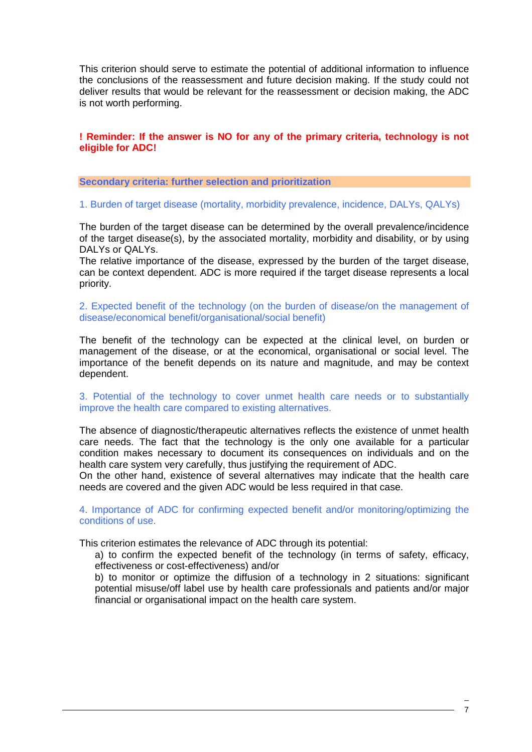This criterion should serve to estimate the potential of additional information to influence the conclusions of the reassessment and future decision making. If the study could not deliver results that would be relevant for the reassessment or decision making, the ADC is not worth performing.

**! Reminder: If the answer is NO for any of the primary criteria, technology is not eligible for ADC!**

## Secondary criteria: further selection and prioritization

### 1. Burden of target disease (mortality, morbidity prevalence, incidence, DALYs, QALYs)

The burden of the target disease can be determined by the overall prevalence/incidence of the target disease(s), by the associated mortality, morbidity and disability, or by using DALYs or QALYs.
The relative importance of the disease, expressed by the burden of the target disease, can be context dependent. ADC is more required if the target disease represents a local priority.

### 2. Expected benefit of the technology (on the burden of disease/on the management of disease/economical benefit/organisational/social benefit)

The benefit of the technology can be expected at the clinical level, on burden or management of the disease, or at the economical, organisational or social level. The importance of the benefit depends on its nature and magnitude, and may be context dependent.

### 3. Potential of the technology to cover unmet health care needs or to substantially improve the health care compared to existing alternatives.

The absence of diagnostic/therapeutic alternatives reflects the existence of unmet health care needs. The fact that the technology is the only one available for a particular condition makes necessary to document its consequences on individuals and on the health care system very carefully, thus justifying the requirement of ADC.
On the other hand, existence of several alternatives may indicate that the health care needs are covered and the given ADC would be less required in that case.

### 4. Importance of ADC for confirming expected benefit and/or monitoring/optimizing the conditions of use.

This criterion estimates the relevance of ADC through its potential:

a) to confirm the expected benefit of the technology (in terms of safety, efficacy, effectiveness or cost-effectiveness) and/or

b) to monitor or optimize the diffusion of a technology in 2 situations: significant potential misuse/off label use by health care professionals and patients and/or major financial or organisational impact on the health care system.